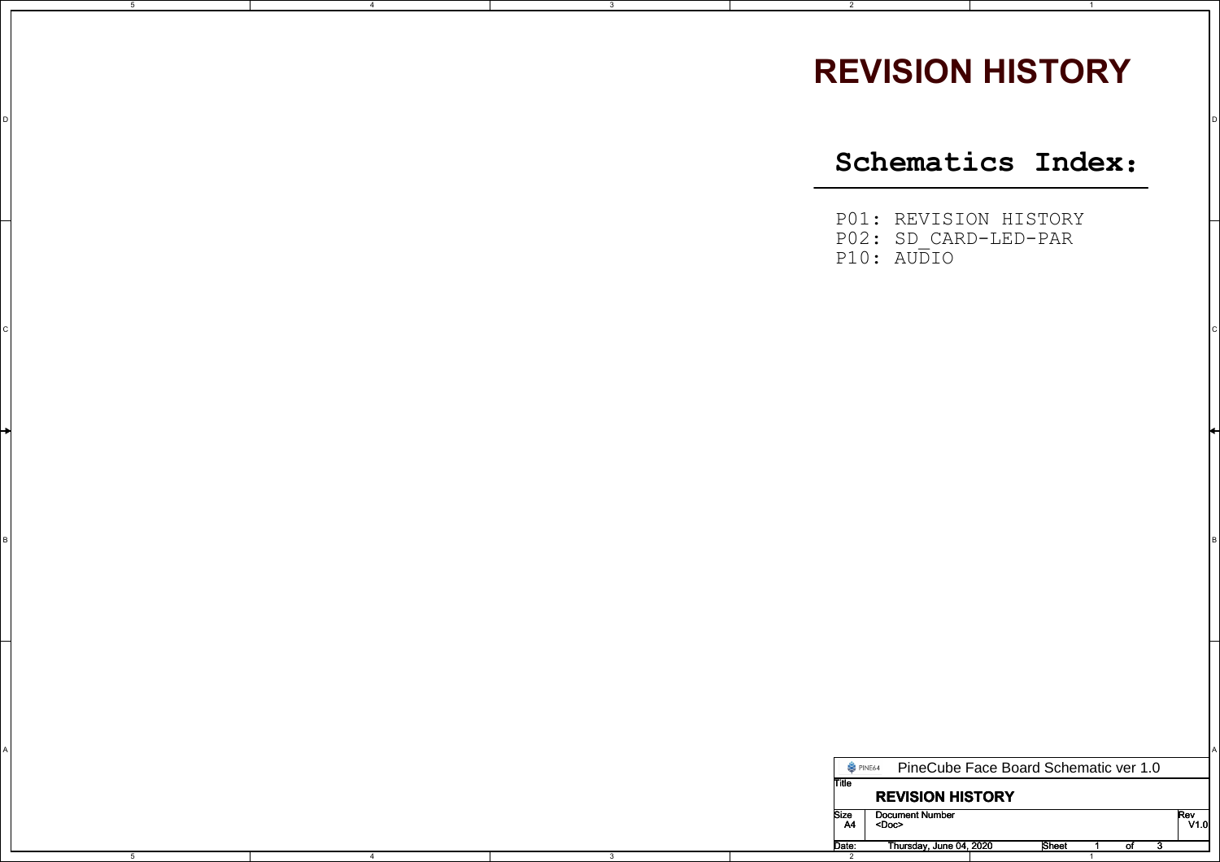# REVISION HISTORY

## Schematics Index:

P01: REVISION HISTORY
P02: SD_CARD-LED-PAR
P10: AUDIO

PINE64 PineCube Face Board Schematic ver 1.0

| Title | REVISION HISTORY | | |
|---|---|---|---|
| Size A4 | Document Number <Doc> | | Rev V1.0 |
| Date: | Thursday, June 04, 2020 | Sheet 1 of 3 | |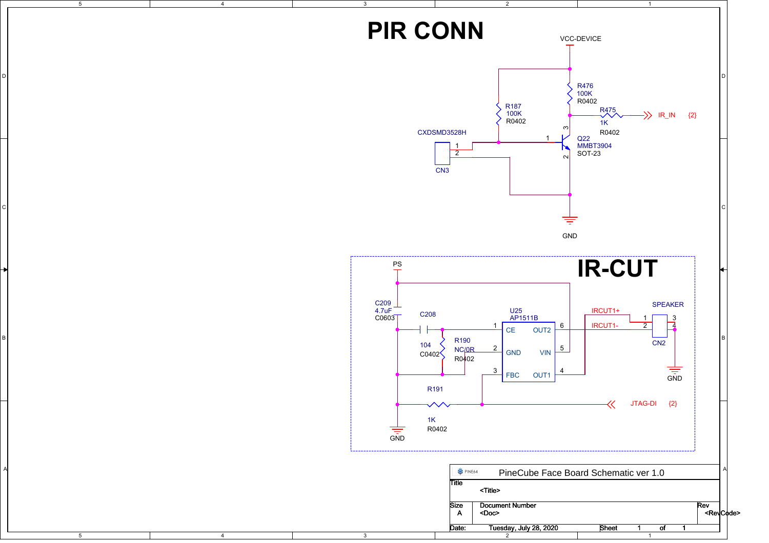# PIR CONN

VCC-DEVICE

R476
100K
R0402

R187
100K
R0402

R475
1K
R0402

IR_IN {2}

CXDSMD3528H

1
2

CN3

Q22
MMBT3904
SOT-23

GND

# IR-CUT

PS

C209
4.7uF
C0603

C208

104
C0402

R190
NC/0R
R0402

U25
AP1511B

| Pin | Name | Name | Pin |
|---|---|---|---|
| 1 | CE | OUT2 | 6 |
| 2 | GND | VIN | 5 |
| 3 | FBC | OUT1 | 4 |

IRCUT1+
IRCUT1-

SPEAKER

CN2

GND

R191
1K
R0402

JTAG-DI {2}

GND

PINE64 PineCube Face Board Schematic ver 1.0

| Title | <Title> | | | | |
|---|---|---|---|---|---|
| Size A | Document Number <Doc> | | | Rev <RevCode> | |
| Date: | Tuesday, July 28, 2020 | Sheet | 1 | of | 1 |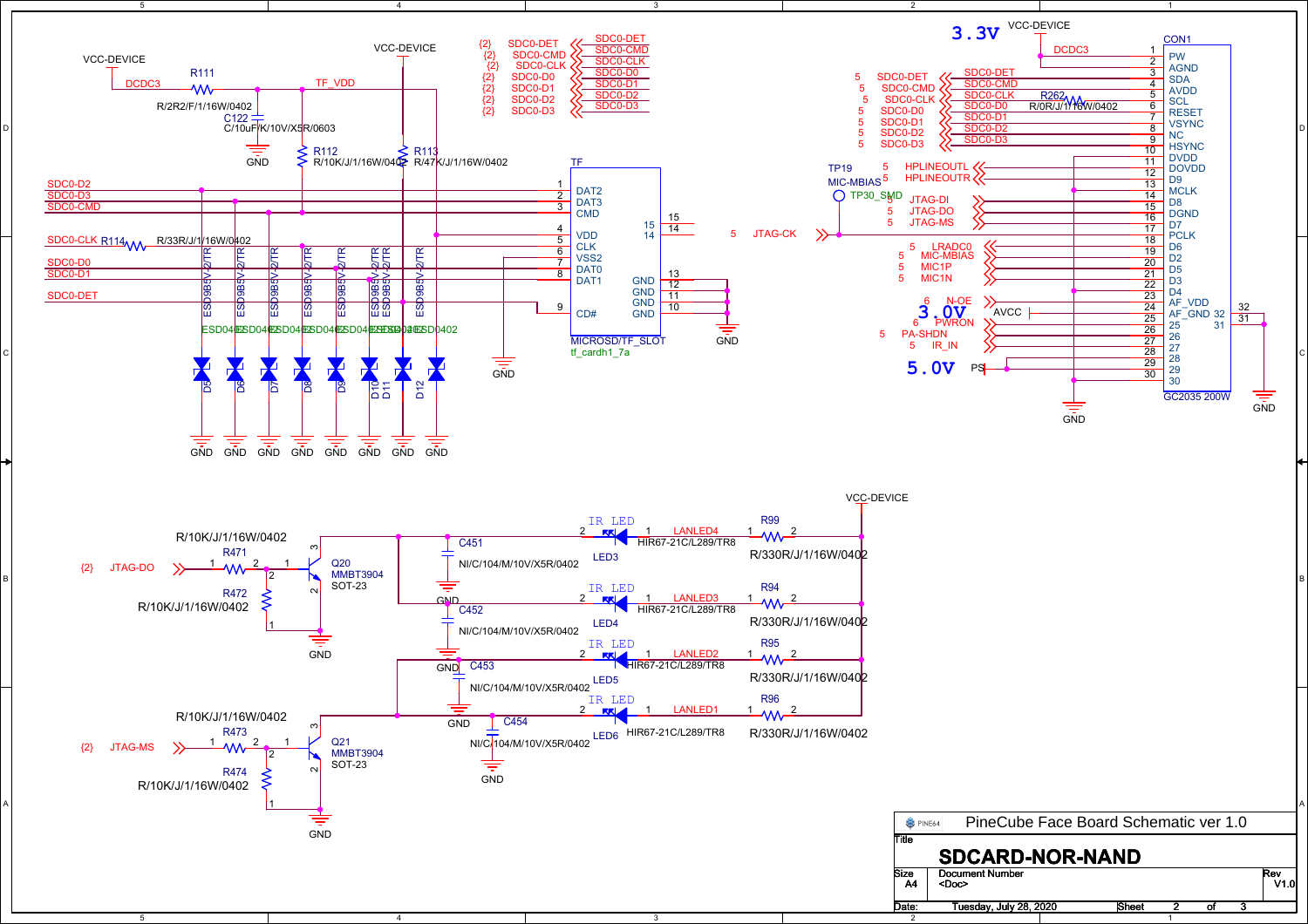# PineCube Face Board Schematic ver 1.0

## SDCARD-NOR-NAND

VCC-DEVICE

DCDC3 — R111 R/2R2/F/1/16W/0402 — TF_VDD

C122 C/10uF/K/10V/X5R/0603 — GND

VCC-DEVICE

R112 R/10K/J/1/16W/0402

R113 R/47K/J/1/16W/0402

{2} SDC0-DET — SDC0-DET
{2} SDC0-CMD — SDC0-CMD
{2} SDC0-CLK — SDC0-CLK
{2} SDC0-D0 — SDC0-D0
{2} SDC0-D1 — SDC0-D1
{2} SDC0-D2 — SDC0-D2
{2} SDC0-D3 — SDC0-D3

SDC0-D2, SDC0-D3, SDC0-CMD, SDC0-CLK (R114 R/33R/J/1/16W/0402), SDC0-D0, SDC0-D1, SDC0-DET

TF — MICROSD/TF_SLOT (tf_cardh1_7a)

| Pin | Name |
|---|---|
| 1 | DAT2 |
| 2 | DAT3 |
| 3 | CMD |
| 4 | VDD |
| 5 | CLK |
| 6 | VSS2 |
| 7 | DAT0 |
| 8 | DAT1 |
| 9 | CD# |
| 10 | GND |
| 11 | GND |
| 12 | GND |
| 13 | GND |
| 14 | |
| 15 | |

ESD9B5V-2/TR (ESD0402) ×8: D5, D6, D7, D8, D9, D10, D11, D12 — GND

5 JTAG-CK

3.3V VCC-DEVICE — DCDC3

CON1 — GC2035 200W

| Pin | Signal | Name |
|---|---|---|
| 1 | DCDC3 | PW |
| 2 | | AGND |
| 3 | SDC0-DET | SDA |
| 4 | SDC0-CMD | AVDD |
| 5 | SDC0-CLK | SCL |
| 6 | SDC0-D0 (R262 R/0R/J/1/16W/0402) | RESET |
| 7 | SDC0-D1 | VSYNC |
| 8 | SDC0-D2 | NC |
| 9 | SDC0-D3 | HSYNC |
| 10 | | DVDD |
| 11 | HPLINEOUTL | DOVDD |
| 12 | HPLINEOUTR | D9 |
| 13 | MIC-MBIAS (TP19, TP30_SMD) | MCLK |
| 14 | JTAG-DI | D8 |
| 15 | JTAG-DO | DGND |
| 16 | JTAG-MS | D7 |
| 17 | JTAG-CK | PCLK |
| 18 | LRADC0 | D6 |
| 19 | MIC-MBIAS | D2 |
| 20 | MIC1P | D5 |
| 21 | MIC1N | D3 |
| 22 | | D4 |
| 23 | N-OE | AF_VDD |
| 24 | AVCC (3.0V) | AF_GND |
| 25 | PWRON | 25 |
| 26 | PA-SHDN | 26 |
| 27 | IR_IN | 27 |
| 28 | | 28 |
| 29 | PS (5.0V) | 29 |
| 30 | | 30 |
| 31 | | 31 |
| 32 | | 32 |

{2} JTAG-DO — R471 R/10K/J/1/16W/0402 — Q20 MMBT3904 SOT-23; R472 R/10K/J/1/16W/0402 — GND

{2} JTAG-MS — R473 R/10K/J/1/16W/0402 — Q21 MMBT3904 SOT-23; R474 R/10K/J/1/16W/0402 — GND

C451, C452, C453, C454: NI/C/104/M/10V/X5R/0402 — GND

| LED | Type | Net | Resistor |
|---|---|---|---|
| LED3 (IR LED) | HIR67-21C/L289/TR8 | LANLED4 | R99 R/330R/J/1/16W/0402 |
| LED4 (IR LED) | HIR67-21C/L289/TR8 | LANLED3 | R94 R/330R/J/1/16W/0402 |
| LED5 (IR LED) | HIR67-21C/L289/TR8 | LANLED2 | R95 R/330R/J/1/16W/0402 |
| LED6 (IR LED) | HIR67-21C/L289/TR8 | LANLED1 | R96 R/330R/J/1/16W/0402 |

VCC-DEVICE

| Size | Document Number | Rev |
|---|---|---|
| A4 | <Doc> | V1.0 |

Date: Tuesday, July 28, 2020 — Sheet 2 of 3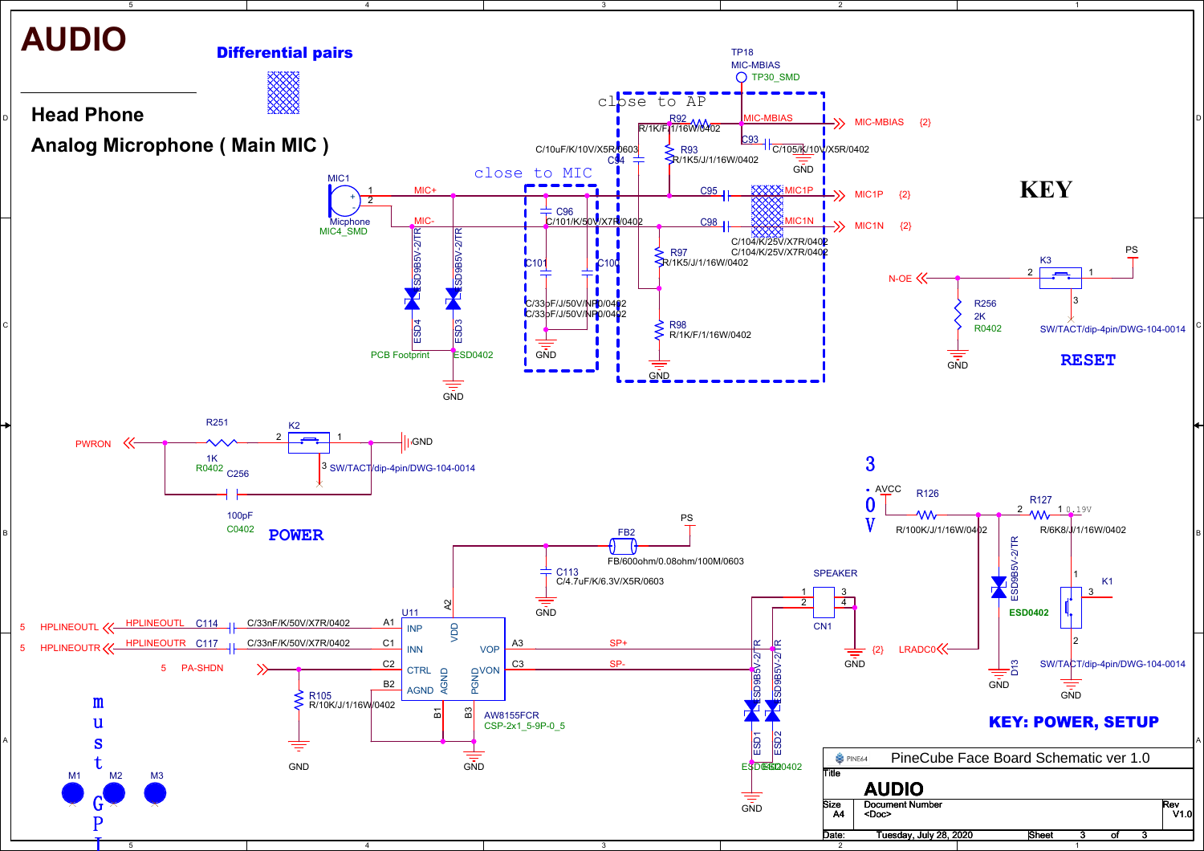# AUDIO

**Differential pairs**

## Head Phone

## Analog Microphone ( Main MIC )

close to AP

close to MIC

TP18
MIC-MBIAS
TP30_SMD

R92 R/1K/F/1/16W/0402
MIC-MBIAS
MIC-MBIAS {2}
C93 C/105/K/10V/X5R/0402
C/10uF/K/10V/X5R/0603
C94
R93 R/1K5/J/1/16W/0402
GND

MIC1
Micphone
MIC4_SMD
MIC+
MIC-
C96 C/101/K/50V/X7R/0402
C95
C98
MIC1P
MIC1N
MIC1P {2}
MIC1N {2}
C/104/K/25V/X7R/0402
C/104/K/25V/X7R/0402
R97 R/1K5/J/1/16W/0402
R98 R/1K/F/1/16W/0402
C101
C100
C/33pF/J/50V/NP0/0402
C/33pF/J/50V/NP0/0402
ESD9B5V-2/TR ESD4
ESD9B5V-2/TR ESD3
PCB Footprint
ESD0402
GND

# KEY

PS
K3
N-OE
R256 2K R0402
SW/TACT/dip-4pin/DWG-104-0014
GND

**RESET**

R251
1K R0402
K2
PWRON
GND
C256
100pF C0402
SW/TACT/dip-4pin/DWG-104-0014

**POWER**

PS
FB2 FB/600ohm/0.08ohm/100M/0603
C113 C/4.7uF/K/6.3V/X5R/0603
GND

U11
HPLINEOUTL HPLINEOUTL C114 C/33nF/K/50V/X7R/0402
HPLINEOUTR HPLINEOUTR C117 C/33nF/K/50V/X7R/0402
PA-SHDN
R105 R/10K/J/1/16W/0402
INP, INN, CTRL, AGND, VDD, AGND, PGND, VOP, VON
AW8155FCR
CSP-2x1_5-9P-0_5
SP+
SP-
GND

SPEAKER
CN1
ESD9B5V-2/TR ESD1
ESD9B5V-2/TR ESD2
ESD0402
GND

3.0V
AVCC
R126 R/100K/J/1/16W/0402
R127 R/6K8/J/1/16W/0402
0.19V
LRADC0 {2}
ESD9B5V-2/TR
ESD0402
D13
K1
SW/TACT/dip-4pin/DWG-104-0014
GND

**KEY: POWER, SETUP**

must GPI

M1 M2 M3

PINE64 — PineCube Face Board Schematic ver 1.0

| | | |
|---|---|---|
| Title | AUDIO | |
| Size A4 | Document Number <Doc> | Rev V1.0 |
| Date: Tuesday, July 28, 2020 | Sheet 3 of 3 | |